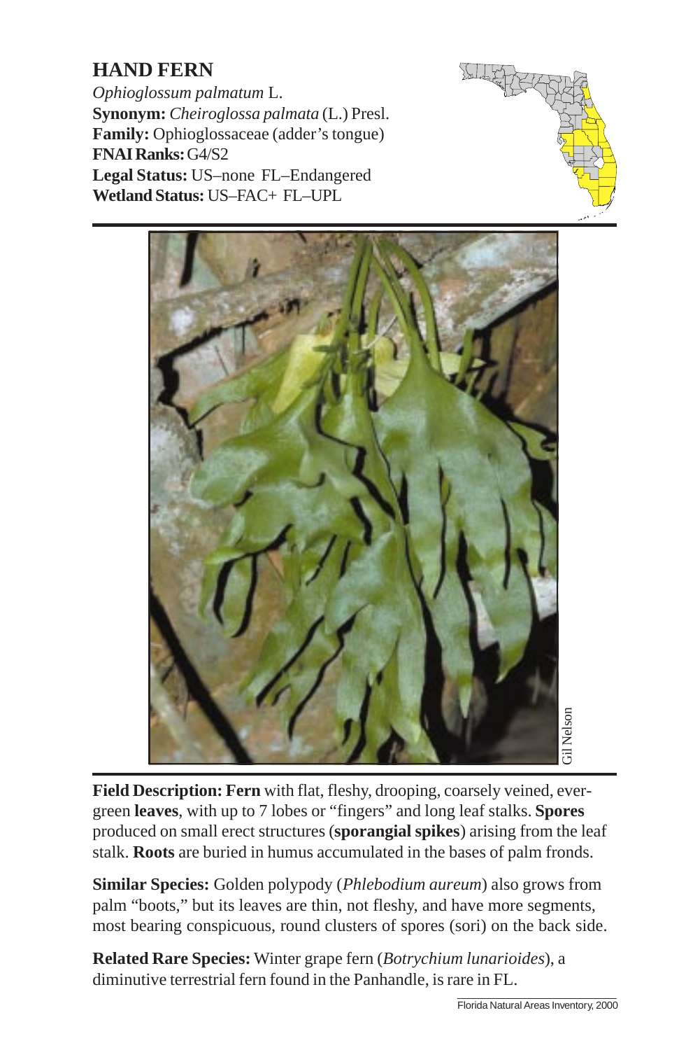# HAND FERN

*Ophioglossum palmatum* L.
**Synonym:** *Cheiroglossa palmata* (L.) Presl.
**Family:** Ophioglossaceae (adder's tongue)
**FNAI Ranks:** G4/S2
**Legal Status:** US–none FL–Endangered
**Wetland Status:** US–FAC+ FL–UPL

Gil Nelson

**Field Description: Fern** with flat, fleshy, drooping, coarsely veined, evergreen **leaves**, with up to 7 lobes or "fingers" and long leaf stalks. **Spores** produced on small erect structures (**sporangial spikes**) arising from the leaf stalk. **Roots** are buried in humus accumulated in the bases of palm fronds.

**Similar Species:** Golden polypody (*Phlebodium aureum*) also grows from palm "boots," but its leaves are thin, not fleshy, and have more segments, most bearing conspicuous, round clusters of spores (sori) on the back side.

**Related Rare Species:** Winter grape fern (*Botrychium lunarioides*), a diminutive terrestrial fern found in the Panhandle, is rare in FL.

Florida Natural Areas Inventory, 2000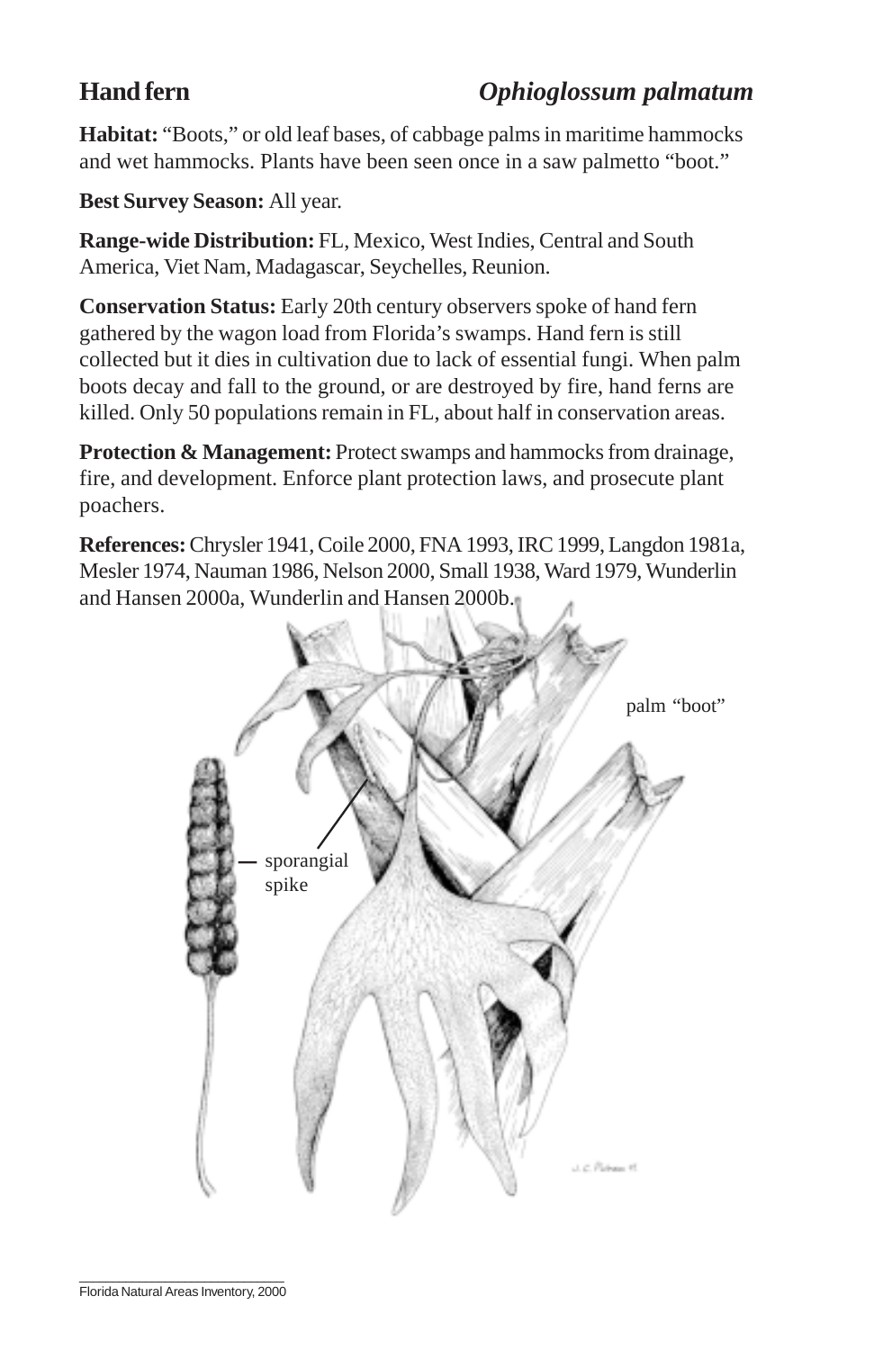## Hand fern *Ophioglossum palmatum*

**Habitat:** "Boots," or old leaf bases, of cabbage palms in maritime hammocks and wet hammocks. Plants have been seen once in a saw palmetto "boot."

**Best Survey Season:** All year.

**Range-wide Distribution:** FL, Mexico, West Indies, Central and South America, Viet Nam, Madagascar, Seychelles, Reunion.

**Conservation Status:** Early 20th century observers spoke of hand fern gathered by the wagon load from Florida's swamps. Hand fern is still collected but it dies in cultivation due to lack of essential fungi. When palm boots decay and fall to the ground, or are destroyed by fire, hand ferns are killed. Only 50 populations remain in FL, about half in conservation areas.

**Protection & Management:** Protect swamps and hammocks from drainage, fire, and development. Enforce plant protection laws, and prosecute plant poachers.

**References:** Chrysler 1941, Coile 2000, FNA 1993, IRC 1999, Langdon 1981a, Mesler 1974, Nauman 1986, Nelson 2000, Small 1938, Ward 1979, Wunderlin and Hansen 2000a, Wunderlin and Hansen 2000b.

palm "boot"

sporangial spike

Florida Natural Areas Inventory, 2000